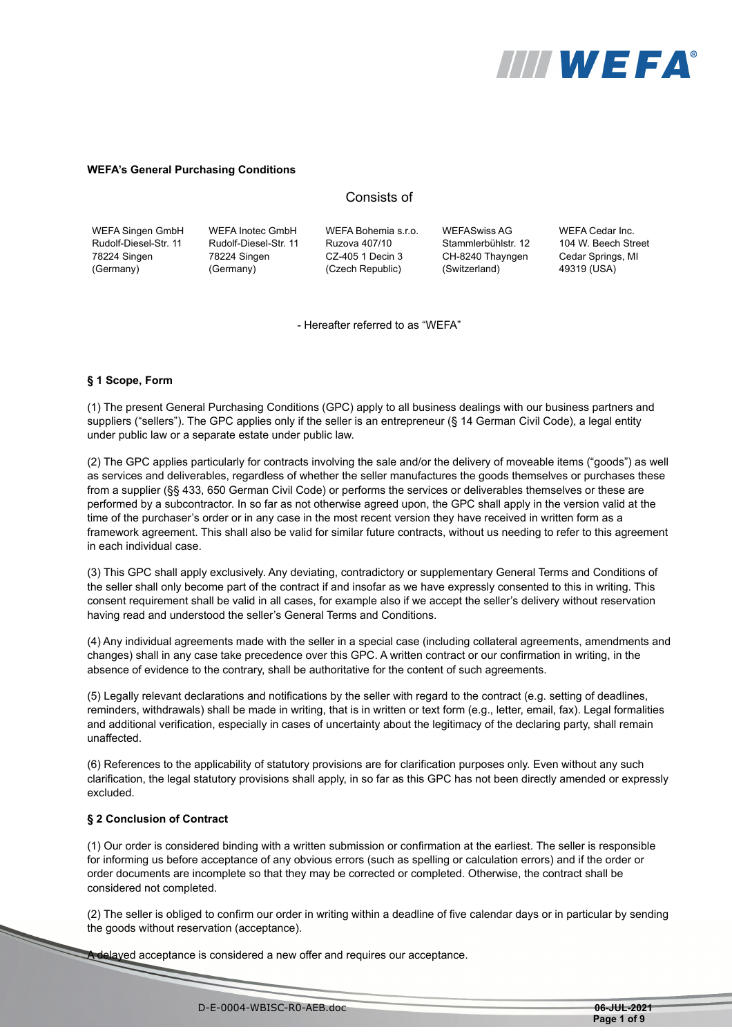**WEFA's General Purchasing Conditions**

Consists of

| WEFA Singen GmbH | WEFA Inotec GmbH | WEFA Bohemia s.r.o. | WEFASwiss AG | WEFA Cedar Inc. |
|---|---|---|---|---|
| Rudolf-Diesel-Str. 11 | Rudolf-Diesel-Str. 11 | Ruzova 407/10 | Stammlerbühlstr. 12 | 104 W. Beech Street |
| 78224 Singen | 78224 Singen | CZ-405 1 Decin 3 | CH-8240 Thayngen | Cedar Springs, MI |
| (Germany) | (Germany) | (Czech Republic) | (Switzerland) | 49319 (USA) |

- Hereafter referred to as "WEFA"

**§ 1 Scope, Form**

(1) The present General Purchasing Conditions (GPC) apply to all business dealings with our business partners and suppliers ("sellers"). The GPC applies only if the seller is an entrepreneur (§ 14 German Civil Code), a legal entity under public law or a separate estate under public law.

(2) The GPC applies particularly for contracts involving the sale and/or the delivery of moveable items ("goods") as well as services and deliverables, regardless of whether the seller manufactures the goods themselves or purchases these from a supplier (§§ 433, 650 German Civil Code) or performs the services or deliverables themselves or these are performed by a subcontractor. In so far as not otherwise agreed upon, the GPC shall apply in the version valid at the time of the purchaser's order or in any case in the most recent version they have received in written form as a framework agreement. This shall also be valid for similar future contracts, without us needing to refer to this agreement in each individual case.

(3) This GPC shall apply exclusively. Any deviating, contradictory or supplementary General Terms and Conditions of the seller shall only become part of the contract if and insofar as we have expressly consented to this in writing. This consent requirement shall be valid in all cases, for example also if we accept the seller's delivery without reservation having read and understood the seller's General Terms and Conditions.

(4) Any individual agreements made with the seller in a special case (including collateral agreements, amendments and changes) shall in any case take precedence over this GPC. A written contract or our confirmation in writing, in the absence of evidence to the contrary, shall be authoritative for the content of such agreements.

(5) Legally relevant declarations and notifications by the seller with regard to the contract (e.g. setting of deadlines, reminders, withdrawals) shall be made in writing, that is in written or text form (e.g., letter, email, fax). Legal formalities and additional verification, especially in cases of uncertainty about the legitimacy of the declaring party, shall remain unaffected.

(6) References to the applicability of statutory provisions are for clarification purposes only. Even without any such clarification, the legal statutory provisions shall apply, in so far as this GPC has not been directly amended or expressly excluded.

**§ 2 Conclusion of Contract**

(1) Our order is considered binding with a written submission or confirmation at the earliest. The seller is responsible for informing us before acceptance of any obvious errors (such as spelling or calculation errors) and if the order or order documents are incomplete so that they may be corrected or completed. Otherwise, the contract shall be considered not completed.

(2) The seller is obliged to confirm our order in writing within a deadline of five calendar days or in particular by sending the goods without reservation (acceptance).

A delayed acceptance is considered a new offer and requires our acceptance.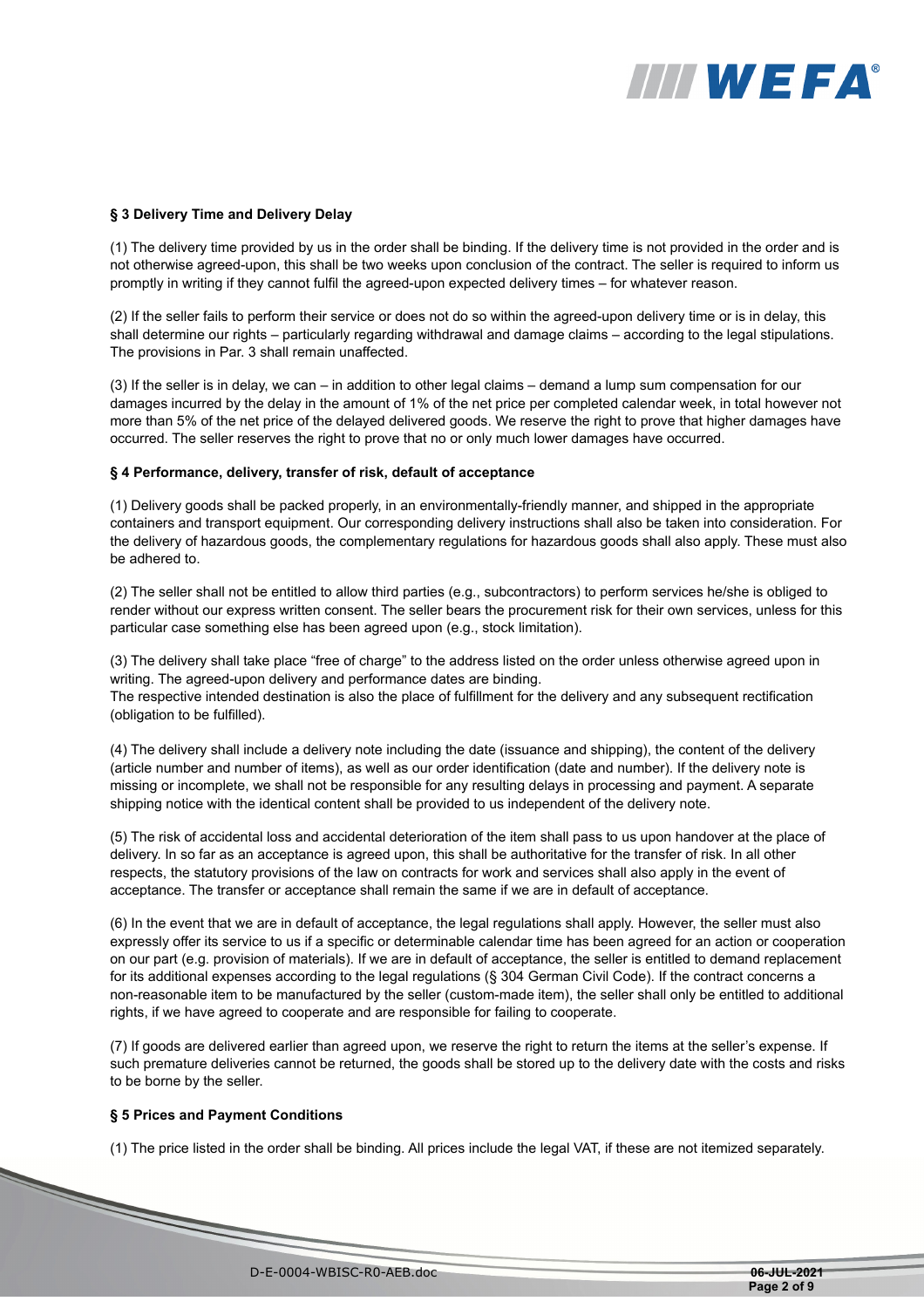**§ 3 Delivery Time and Delivery Delay**

(1) The delivery time provided by us in the order shall be binding. If the delivery time is not provided in the order and is not otherwise agreed-upon, this shall be two weeks upon conclusion of the contract. The seller is required to inform us promptly in writing if they cannot fulfil the agreed-upon expected delivery times – for whatever reason.

(2) If the seller fails to perform their service or does not do so within the agreed-upon delivery time or is in delay, this shall determine our rights – particularly regarding withdrawal and damage claims – according to the legal stipulations. The provisions in Par. 3 shall remain unaffected.

(3) If the seller is in delay, we can – in addition to other legal claims – demand a lump sum compensation for our damages incurred by the delay in the amount of 1% of the net price per completed calendar week, in total however not more than 5% of the net price of the delayed delivered goods. We reserve the right to prove that higher damages have occurred. The seller reserves the right to prove that no or only much lower damages have occurred.

**§ 4 Performance, delivery, transfer of risk, default of acceptance**

(1) Delivery goods shall be packed properly, in an environmentally-friendly manner, and shipped in the appropriate containers and transport equipment. Our corresponding delivery instructions shall also be taken into consideration. For the delivery of hazardous goods, the complementary regulations for hazardous goods shall also apply. These must also be adhered to.

(2) The seller shall not be entitled to allow third parties (e.g., subcontractors) to perform services he/she is obliged to render without our express written consent. The seller bears the procurement risk for their own services, unless for this particular case something else has been agreed upon (e.g., stock limitation).

(3) The delivery shall take place "free of charge" to the address listed on the order unless otherwise agreed upon in writing. The agreed-upon delivery and performance dates are binding.
The respective intended destination is also the place of fulfillment for the delivery and any subsequent rectification (obligation to be fulfilled).

(4) The delivery shall include a delivery note including the date (issuance and shipping), the content of the delivery (article number and number of items), as well as our order identification (date and number). If the delivery note is missing or incomplete, we shall not be responsible for any resulting delays in processing and payment. A separate shipping notice with the identical content shall be provided to us independent of the delivery note.

(5) The risk of accidental loss and accidental deterioration of the item shall pass to us upon handover at the place of delivery. In so far as an acceptance is agreed upon, this shall be authoritative for the transfer of risk. In all other respects, the statutory provisions of the law on contracts for work and services shall also apply in the event of acceptance. The transfer or acceptance shall remain the same if we are in default of acceptance.

(6) In the event that we are in default of acceptance, the legal regulations shall apply. However, the seller must also expressly offer its service to us if a specific or determinable calendar time has been agreed for an action or cooperation on our part (e.g. provision of materials). If we are in default of acceptance, the seller is entitled to demand replacement for its additional expenses according to the legal regulations (§ 304 German Civil Code). If the contract concerns a non-reasonable item to be manufactured by the seller (custom-made item), the seller shall only be entitled to additional rights, if we have agreed to cooperate and are responsible for failing to cooperate.

(7) If goods are delivered earlier than agreed upon, we reserve the right to return the items at the seller's expense. If such premature deliveries cannot be returned, the goods shall be stored up to the delivery date with the costs and risks to be borne by the seller.

**§ 5 Prices and Payment Conditions**

(1) The price listed in the order shall be binding. All prices include the legal VAT, if these are not itemized separately.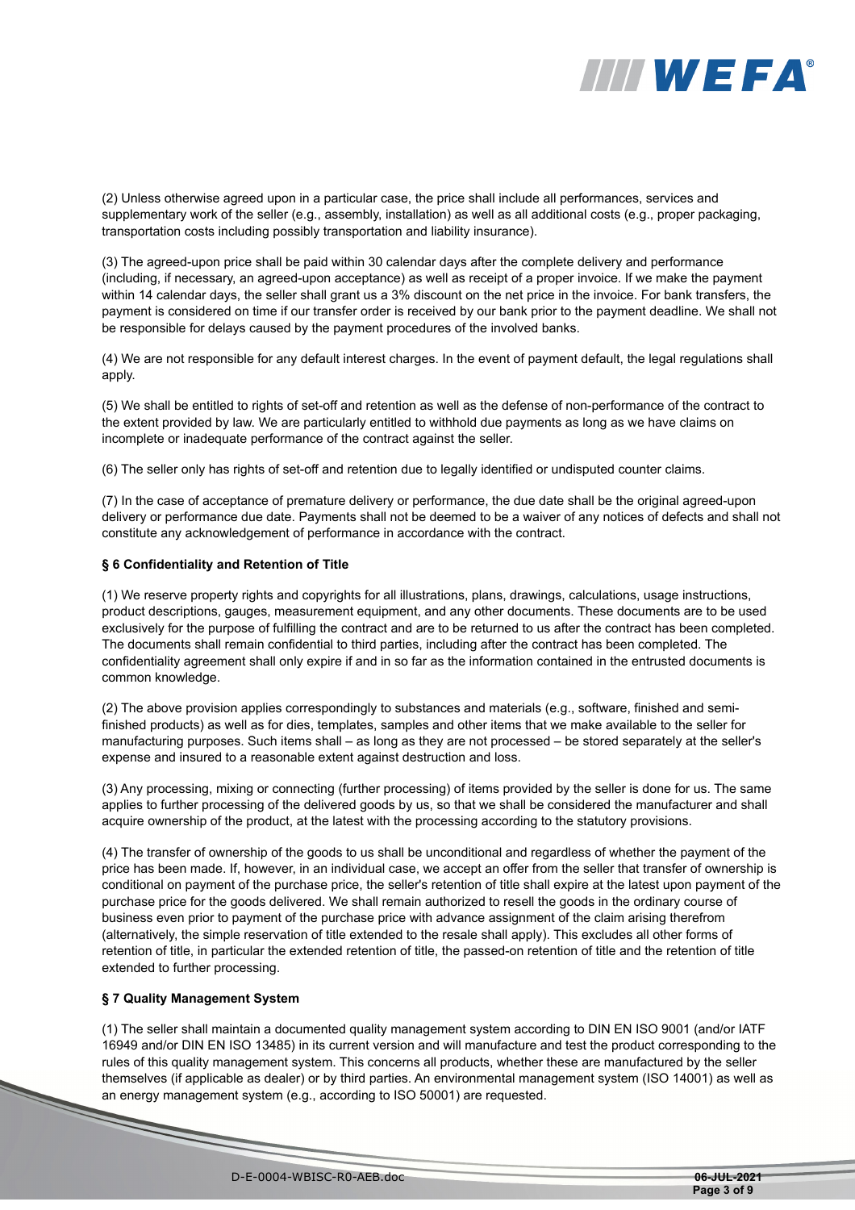(2) Unless otherwise agreed upon in a particular case, the price shall include all performances, services and supplementary work of the seller (e.g., assembly, installation) as well as all additional costs (e.g., proper packaging, transportation costs including possibly transportation and liability insurance).

(3) The agreed-upon price shall be paid within 30 calendar days after the complete delivery and performance (including, if necessary, an agreed-upon acceptance) as well as receipt of a proper invoice. If we make the payment within 14 calendar days, the seller shall grant us a 3% discount on the net price in the invoice. For bank transfers, the payment is considered on time if our transfer order is received by our bank prior to the payment deadline. We shall not be responsible for delays caused by the payment procedures of the involved banks.

(4) We are not responsible for any default interest charges. In the event of payment default, the legal regulations shall apply.

(5) We shall be entitled to rights of set-off and retention as well as the defense of non-performance of the contract to the extent provided by law. We are particularly entitled to withhold due payments as long as we have claims on incomplete or inadequate performance of the contract against the seller.

(6) The seller only has rights of set-off and retention due to legally identified or undisputed counter claims.

(7) In the case of acceptance of premature delivery or performance, the due date shall be the original agreed-upon delivery or performance due date. Payments shall not be deemed to be a waiver of any notices of defects and shall not constitute any acknowledgement of performance in accordance with the contract.

**§ 6 Confidentiality and Retention of Title**

(1) We reserve property rights and copyrights for all illustrations, plans, drawings, calculations, usage instructions, product descriptions, gauges, measurement equipment, and any other documents. These documents are to be used exclusively for the purpose of fulfilling the contract and are to be returned to us after the contract has been completed. The documents shall remain confidential to third parties, including after the contract has been completed. The confidentiality agreement shall only expire if and in so far as the information contained in the entrusted documents is common knowledge.

(2) The above provision applies correspondingly to substances and materials (e.g., software, finished and semi-finished products) as well as for dies, templates, samples and other items that we make available to the seller for manufacturing purposes. Such items shall – as long as they are not processed – be stored separately at the seller's expense and insured to a reasonable extent against destruction and loss.

(3) Any processing, mixing or connecting (further processing) of items provided by the seller is done for us. The same applies to further processing of the delivered goods by us, so that we shall be considered the manufacturer and shall acquire ownership of the product, at the latest with the processing according to the statutory provisions.

(4) The transfer of ownership of the goods to us shall be unconditional and regardless of whether the payment of the price has been made. If, however, in an individual case, we accept an offer from the seller that transfer of ownership is conditional on payment of the purchase price, the seller's retention of title shall expire at the latest upon payment of the purchase price for the goods delivered. We shall remain authorized to resell the goods in the ordinary course of business even prior to payment of the purchase price with advance assignment of the claim arising therefrom (alternatively, the simple reservation of title extended to the resale shall apply). This excludes all other forms of retention of title, in particular the extended retention of title, the passed-on retention of title and the retention of title extended to further processing.

**§ 7 Quality Management System**

(1) The seller shall maintain a documented quality management system according to DIN EN ISO 9001 (and/or IATF 16949 and/or DIN EN ISO 13485) in its current version and will manufacture and test the product corresponding to the rules of this quality management system. This concerns all products, whether these are manufactured by the seller themselves (if applicable as dealer) or by third parties. An environmental management system (ISO 14001) as well as an energy management system (e.g., according to ISO 50001) are requested.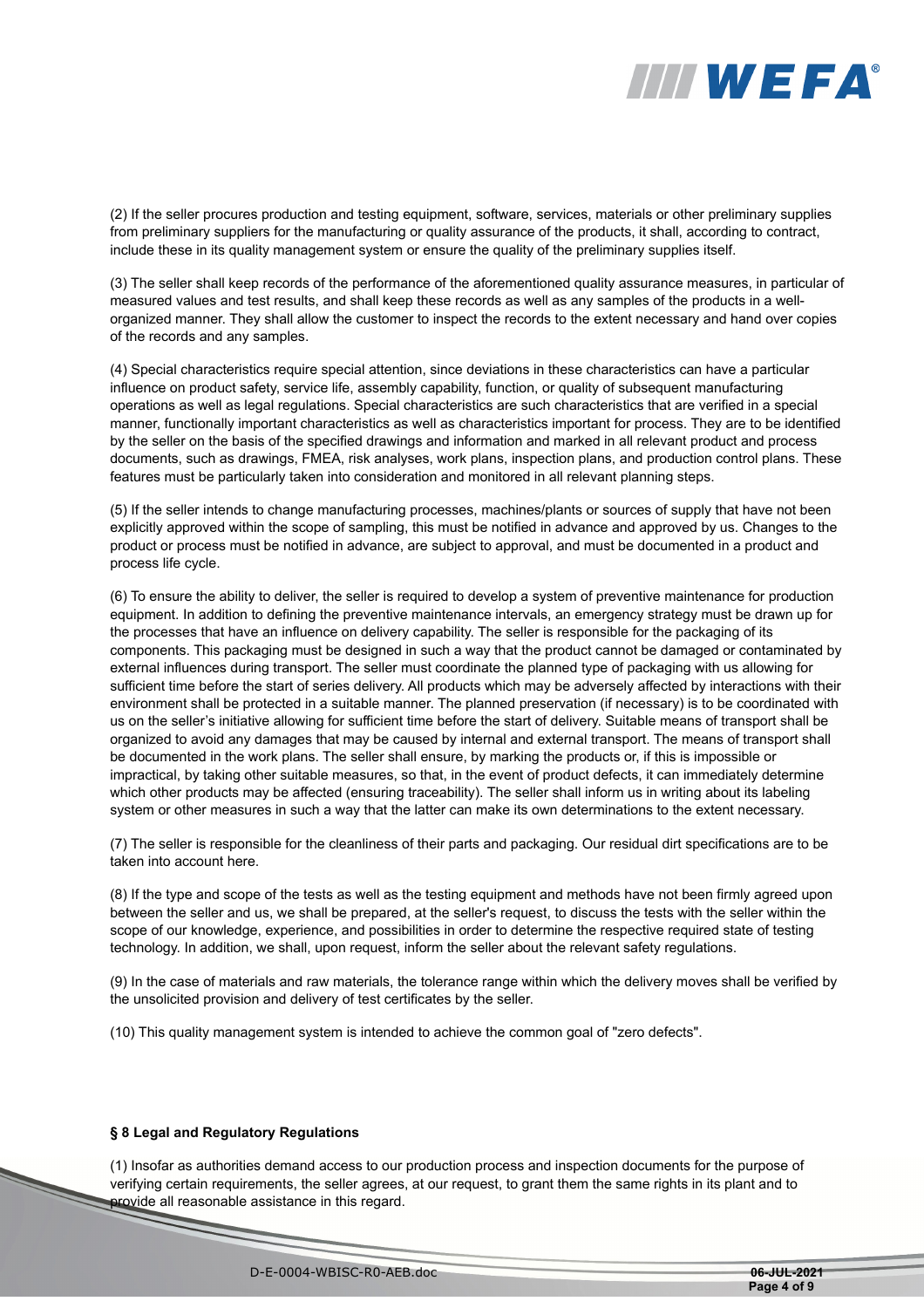(2) If the seller procures production and testing equipment, software, services, materials or other preliminary supplies from preliminary suppliers for the manufacturing or quality assurance of the products, it shall, according to contract, include these in its quality management system or ensure the quality of the preliminary supplies itself.

(3) The seller shall keep records of the performance of the aforementioned quality assurance measures, in particular of measured values and test results, and shall keep these records as well as any samples of the products in a well-organized manner. They shall allow the customer to inspect the records to the extent necessary and hand over copies of the records and any samples.

(4) Special characteristics require special attention, since deviations in these characteristics can have a particular influence on product safety, service life, assembly capability, function, or quality of subsequent manufacturing operations as well as legal regulations. Special characteristics are such characteristics that are verified in a special manner, functionally important characteristics as well as characteristics important for process. They are to be identified by the seller on the basis of the specified drawings and information and marked in all relevant product and process documents, such as drawings, FMEA, risk analyses, work plans, inspection plans, and production control plans. These features must be particularly taken into consideration and monitored in all relevant planning steps.

(5) If the seller intends to change manufacturing processes, machines/plants or sources of supply that have not been explicitly approved within the scope of sampling, this must be notified in advance and approved by us. Changes to the product or process must be notified in advance, are subject to approval, and must be documented in a product and process life cycle.

(6) To ensure the ability to deliver, the seller is required to develop a system of preventive maintenance for production equipment. In addition to defining the preventive maintenance intervals, an emergency strategy must be drawn up for the processes that have an influence on delivery capability. The seller is responsible for the packaging of its components. This packaging must be designed in such a way that the product cannot be damaged or contaminated by external influences during transport. The seller must coordinate the planned type of packaging with us allowing for sufficient time before the start of series delivery. All products which may be adversely affected by interactions with their environment shall be protected in a suitable manner. The planned preservation (if necessary) is to be coordinated with us on the seller's initiative allowing for sufficient time before the start of delivery. Suitable means of transport shall be organized to avoid any damages that may be caused by internal and external transport. The means of transport shall be documented in the work plans. The seller shall ensure, by marking the products or, if this is impossible or impractical, by taking other suitable measures, so that, in the event of product defects, it can immediately determine which other products may be affected (ensuring traceability). The seller shall inform us in writing about its labeling system or other measures in such a way that the latter can make its own determinations to the extent necessary.

(7) The seller is responsible for the cleanliness of their parts and packaging. Our residual dirt specifications are to be taken into account here.

(8) If the type and scope of the tests as well as the testing equipment and methods have not been firmly agreed upon between the seller and us, we shall be prepared, at the seller's request, to discuss the tests with the seller within the scope of our knowledge, experience, and possibilities in order to determine the respective required state of testing technology. In addition, we shall, upon request, inform the seller about the relevant safety regulations.

(9) In the case of materials and raw materials, the tolerance range within which the delivery moves shall be verified by the unsolicited provision and delivery of test certificates by the seller.

(10) This quality management system is intended to achieve the common goal of "zero defects".

### § 8 Legal and Regulatory Regulations

(1) Insofar as authorities demand access to our production process and inspection documents for the purpose of verifying certain requirements, the seller agrees, at our request, to grant them the same rights in its plant and to provide all reasonable assistance in this regard.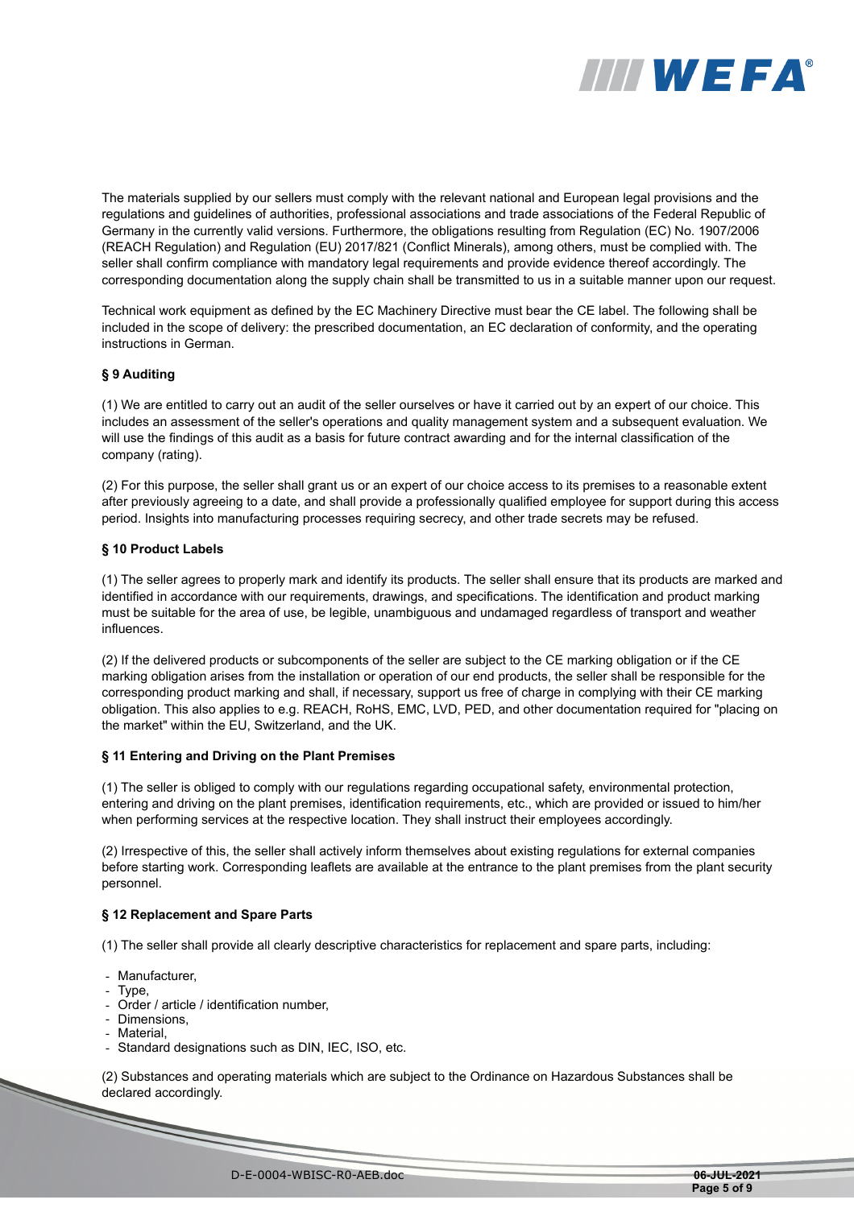The materials supplied by our sellers must comply with the relevant national and European legal provisions and the regulations and guidelines of authorities, professional associations and trade associations of the Federal Republic of Germany in the currently valid versions. Furthermore, the obligations resulting from Regulation (EC) No. 1907/2006 (REACH Regulation) and Regulation (EU) 2017/821 (Conflict Minerals), among others, must be complied with. The seller shall confirm compliance with mandatory legal requirements and provide evidence thereof accordingly. The corresponding documentation along the supply chain shall be transmitted to us in a suitable manner upon our request.

Technical work equipment as defined by the EC Machinery Directive must bear the CE label. The following shall be included in the scope of delivery: the prescribed documentation, an EC declaration of conformity, and the operating instructions in German.

**§ 9 Auditing**

(1) We are entitled to carry out an audit of the seller ourselves or have it carried out by an expert of our choice. This includes an assessment of the seller's operations and quality management system and a subsequent evaluation. We will use the findings of this audit as a basis for future contract awarding and for the internal classification of the company (rating).

(2) For this purpose, the seller shall grant us or an expert of our choice access to its premises to a reasonable extent after previously agreeing to a date, and shall provide a professionally qualified employee for support during this access period. Insights into manufacturing processes requiring secrecy, and other trade secrets may be refused.

**§ 10 Product Labels**

(1) The seller agrees to properly mark and identify its products. The seller shall ensure that its products are marked and identified in accordance with our requirements, drawings, and specifications. The identification and product marking must be suitable for the area of use, be legible, unambiguous and undamaged regardless of transport and weather influences.

(2) If the delivered products or subcomponents of the seller are subject to the CE marking obligation or if the CE marking obligation arises from the installation or operation of our end products, the seller shall be responsible for the corresponding product marking and shall, if necessary, support us free of charge in complying with their CE marking obligation. This also applies to e.g. REACH, RoHS, EMC, LVD, PED, and other documentation required for "placing on the market" within the EU, Switzerland, and the UK.

**§ 11 Entering and Driving on the Plant Premises**

(1) The seller is obliged to comply with our regulations regarding occupational safety, environmental protection, entering and driving on the plant premises, identification requirements, etc., which are provided or issued to him/her when performing services at the respective location. They shall instruct their employees accordingly.

(2) Irrespective of this, the seller shall actively inform themselves about existing regulations for external companies before starting work. Corresponding leaflets are available at the entrance to the plant premises from the plant security personnel.

**§ 12 Replacement and Spare Parts**

(1) The seller shall provide all clearly descriptive characteristics for replacement and spare parts, including:

- Manufacturer,
- Type,
- Order / article / identification number,
- Dimensions,
- Material,
- Standard designations such as DIN, IEC, ISO, etc.

(2) Substances and operating materials which are subject to the Ordinance on Hazardous Substances shall be declared accordingly.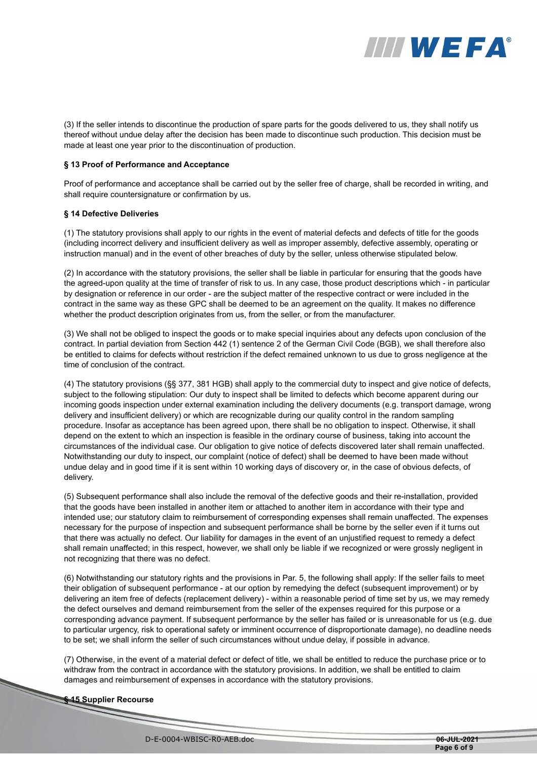(3) If the seller intends to discontinue the production of spare parts for the goods delivered to us, they shall notify us thereof without undue delay after the decision has been made to discontinue such production. This decision must be made at least one year prior to the discontinuation of production.

**§ 13 Proof of Performance and Acceptance**

Proof of performance and acceptance shall be carried out by the seller free of charge, shall be recorded in writing, and shall require countersignature or confirmation by us.

**§ 14 Defective Deliveries**

(1) The statutory provisions shall apply to our rights in the event of material defects and defects of title for the goods (including incorrect delivery and insufficient delivery as well as improper assembly, defective assembly, operating or instruction manual) and in the event of other breaches of duty by the seller, unless otherwise stipulated below.

(2) In accordance with the statutory provisions, the seller shall be liable in particular for ensuring that the goods have the agreed-upon quality at the time of transfer of risk to us. In any case, those product descriptions which - in particular by designation or reference in our order - are the subject matter of the respective contract or were included in the contract in the same way as these GPC shall be deemed to be an agreement on the quality. It makes no difference whether the product description originates from us, from the seller, or from the manufacturer.

(3) We shall not be obliged to inspect the goods or to make special inquiries about any defects upon conclusion of the contract. In partial deviation from Section 442 (1) sentence 2 of the German Civil Code (BGB), we shall therefore also be entitled to claims for defects without restriction if the defect remained unknown to us due to gross negligence at the time of conclusion of the contract.

(4) The statutory provisions (§§ 377, 381 HGB) shall apply to the commercial duty to inspect and give notice of defects, subject to the following stipulation: Our duty to inspect shall be limited to defects which become apparent during our incoming goods inspection under external examination including the delivery documents (e.g. transport damage, wrong delivery and insufficient delivery) or which are recognizable during our quality control in the random sampling procedure. Insofar as acceptance has been agreed upon, there shall be no obligation to inspect. Otherwise, it shall depend on the extent to which an inspection is feasible in the ordinary course of business, taking into account the circumstances of the individual case. Our obligation to give notice of defects discovered later shall remain unaffected. Notwithstanding our duty to inspect, our complaint (notice of defect) shall be deemed to have been made without undue delay and in good time if it is sent within 10 working days of discovery or, in the case of obvious defects, of delivery.

(5) Subsequent performance shall also include the removal of the defective goods and their re-installation, provided that the goods have been installed in another item or attached to another item in accordance with their type and intended use; our statutory claim to reimbursement of corresponding expenses shall remain unaffected. The expenses necessary for the purpose of inspection and subsequent performance shall be borne by the seller even if it turns out that there was actually no defect. Our liability for damages in the event of an unjustified request to remedy a defect shall remain unaffected; in this respect, however, we shall only be liable if we recognized or were grossly negligent in not recognizing that there was no defect.

(6) Notwithstanding our statutory rights and the provisions in Par. 5, the following shall apply: If the seller fails to meet their obligation of subsequent performance - at our option by remedying the defect (subsequent improvement) or by delivering an item free of defects (replacement delivery) - within a reasonable period of time set by us, we may remedy the defect ourselves and demand reimbursement from the seller of the expenses required for this purpose or a corresponding advance payment. If subsequent performance by the seller has failed or is unreasonable for us (e.g. due to particular urgency, risk to operational safety or imminent occurrence of disproportionate damage), no deadline needs to be set; we shall inform the seller of such circumstances without undue delay, if possible in advance.

(7) Otherwise, in the event of a material defect or defect of title, we shall be entitled to reduce the purchase price or to withdraw from the contract in accordance with the statutory provisions. In addition, we shall be entitled to claim damages and reimbursement of expenses in accordance with the statutory provisions.

**§ 15 Supplier Recourse**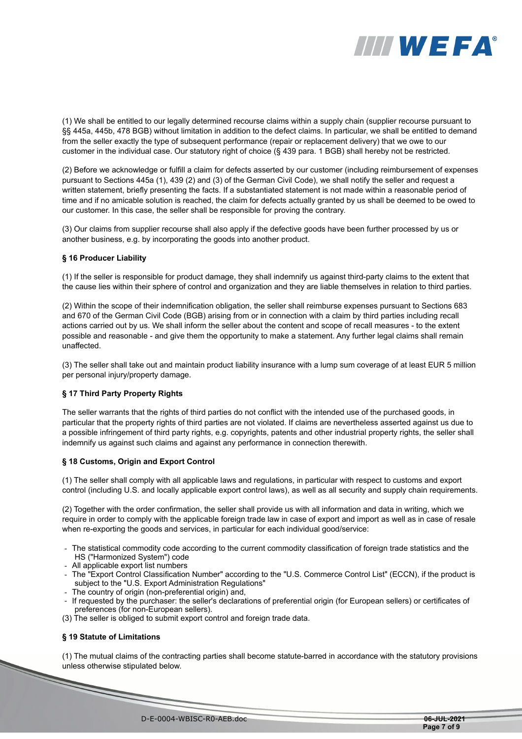(1) We shall be entitled to our legally determined recourse claims within a supply chain (supplier recourse pursuant to §§ 445a, 445b, 478 BGB) without limitation in addition to the defect claims. In particular, we shall be entitled to demand from the seller exactly the type of subsequent performance (repair or replacement delivery) that we owe to our customer in the individual case. Our statutory right of choice (§ 439 para. 1 BGB) shall hereby not be restricted.

(2) Before we acknowledge or fulfill a claim for defects asserted by our customer (including reimbursement of expenses pursuant to Sections 445a (1), 439 (2) and (3) of the German Civil Code), we shall notify the seller and request a written statement, briefly presenting the facts. If a substantiated statement is not made within a reasonable period of time and if no amicable solution is reached, the claim for defects actually granted by us shall be deemed to be owed to our customer. In this case, the seller shall be responsible for proving the contrary.

(3) Our claims from supplier recourse shall also apply if the defective goods have been further processed by us or another business, e.g. by incorporating the goods into another product.

**§ 16 Producer Liability**

(1) If the seller is responsible for product damage, they shall indemnify us against third-party claims to the extent that the cause lies within their sphere of control and organization and they are liable themselves in relation to third parties.

(2) Within the scope of their indemnification obligation, the seller shall reimburse expenses pursuant to Sections 683 and 670 of the German Civil Code (BGB) arising from or in connection with a claim by third parties including recall actions carried out by us. We shall inform the seller about the content and scope of recall measures - to the extent possible and reasonable - and give them the opportunity to make a statement. Any further legal claims shall remain unaffected.

(3) The seller shall take out and maintain product liability insurance with a lump sum coverage of at least EUR 5 million per personal injury/property damage.

**§ 17 Third Party Property Rights**

The seller warrants that the rights of third parties do not conflict with the intended use of the purchased goods, in particular that the property rights of third parties are not violated. If claims are nevertheless asserted against us due to a possible infringement of third party rights, e.g. copyrights, patents and other industrial property rights, the seller shall indemnify us against such claims and against any performance in connection therewith.

**§ 18 Customs, Origin and Export Control**

(1) The seller shall comply with all applicable laws and regulations, in particular with respect to customs and export control (including U.S. and locally applicable export control laws), as well as all security and supply chain requirements.

(2) Together with the order confirmation, the seller shall provide us with all information and data in writing, which we require in order to comply with the applicable foreign trade law in case of export and import as well as in case of resale when re-exporting the goods and services, in particular for each individual good/service:

- The statistical commodity code according to the current commodity classification of foreign trade statistics and the HS ("Harmonized System") code
- All applicable export list numbers
- The "Export Control Classification Number" according to the "U.S. Commerce Control List" (ECCN), if the product is subject to the "U.S. Export Administration Regulations"
- The country of origin (non-preferential origin) and,
- If requested by the purchaser: the seller's declarations of preferential origin (for European sellers) or certificates of preferences (for non-European sellers).

(3) The seller is obliged to submit export control and foreign trade data.

**§ 19 Statute of Limitations**

(1) The mutual claims of the contracting parties shall become statute-barred in accordance with the statutory provisions unless otherwise stipulated below.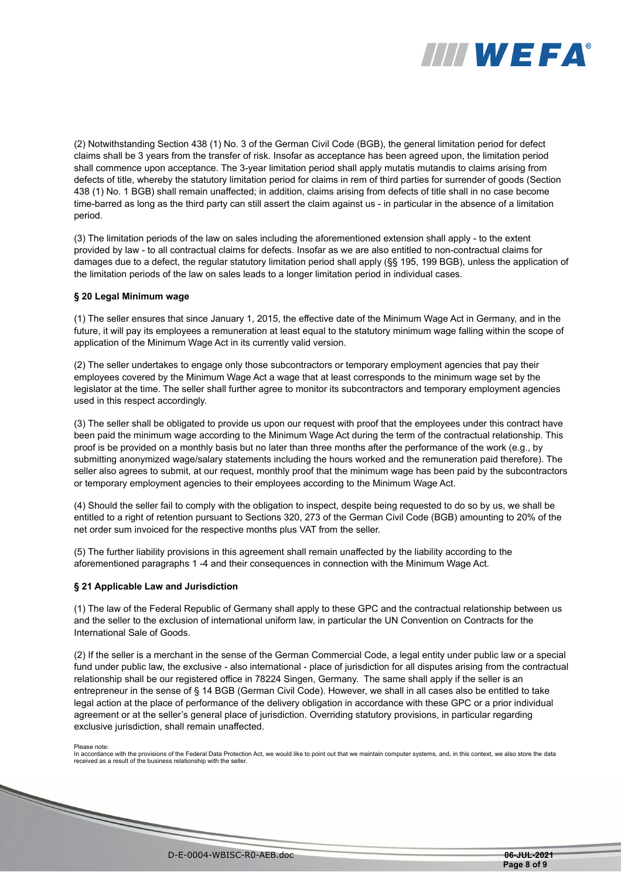(2) Notwithstanding Section 438 (1) No. 3 of the German Civil Code (BGB), the general limitation period for defect claims shall be 3 years from the transfer of risk. Insofar as acceptance has been agreed upon, the limitation period shall commence upon acceptance. The 3-year limitation period shall apply mutatis mutandis to claims arising from defects of title, whereby the statutory limitation period for claims in rem of third parties for surrender of goods (Section 438 (1) No. 1 BGB) shall remain unaffected; in addition, claims arising from defects of title shall in no case become time-barred as long as the third party can still assert the claim against us - in particular in the absence of a limitation period.

(3) The limitation periods of the law on sales including the aforementioned extension shall apply - to the extent provided by law - to all contractual claims for defects. Insofar as we are also entitled to non-contractual claims for damages due to a defect, the regular statutory limitation period shall apply (§§ 195, 199 BGB), unless the application of the limitation periods of the law on sales leads to a longer limitation period in individual cases.

**§ 20 Legal Minimum wage**

(1) The seller ensures that since January 1, 2015, the effective date of the Minimum Wage Act in Germany, and in the future, it will pay its employees a remuneration at least equal to the statutory minimum wage falling within the scope of application of the Minimum Wage Act in its currently valid version.

(2) The seller undertakes to engage only those subcontractors or temporary employment agencies that pay their employees covered by the Minimum Wage Act a wage that at least corresponds to the minimum wage set by the legislator at the time. The seller shall further agree to monitor its subcontractors and temporary employment agencies used in this respect accordingly.

(3) The seller shall be obligated to provide us upon our request with proof that the employees under this contract have been paid the minimum wage according to the Minimum Wage Act during the term of the contractual relationship. This proof is be provided on a monthly basis but no later than three months after the performance of the work (e.g., by submitting anonymized wage/salary statements including the hours worked and the remuneration paid therefore). The seller also agrees to submit, at our request, monthly proof that the minimum wage has been paid by the subcontractors or temporary employment agencies to their employees according to the Minimum Wage Act.

(4) Should the seller fail to comply with the obligation to inspect, despite being requested to do so by us, we shall be entitled to a right of retention pursuant to Sections 320, 273 of the German Civil Code (BGB) amounting to 20% of the net order sum invoiced for the respective months plus VAT from the seller.

(5) The further liability provisions in this agreement shall remain unaffected by the liability according to the aforementioned paragraphs 1 -4 and their consequences in connection with the Minimum Wage Act.

**§ 21 Applicable Law and Jurisdiction**

(1) The law of the Federal Republic of Germany shall apply to these GPC and the contractual relationship between us and the seller to the exclusion of international uniform law, in particular the UN Convention on Contracts for the International Sale of Goods.

(2) If the seller is a merchant in the sense of the German Commercial Code, a legal entity under public law or a special fund under public law, the exclusive - also international - place of jurisdiction for all disputes arising from the contractual relationship shall be our registered office in 78224 Singen, Germany. The same shall apply if the seller is an entrepreneur in the sense of § 14 BGB (German Civil Code). However, we shall in all cases also be entitled to take legal action at the place of performance of the delivery obligation in accordance with these GPC or a prior individual agreement or at the seller's general place of jurisdiction. Overriding statutory provisions, in particular regarding exclusive jurisdiction, shall remain unaffected.

Please note:
In accordance with the provisions of the Federal Data Protection Act, we would like to point out that we maintain computer systems, and, in this context, we also store the data received as a result of the business relationship with the seller.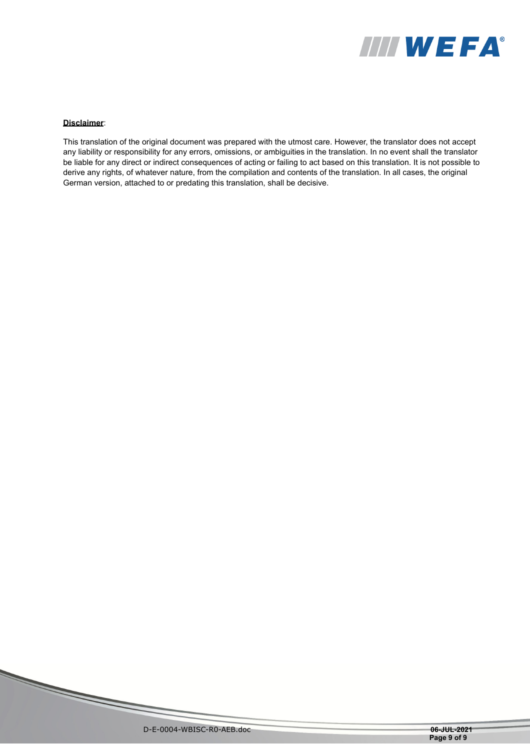**Disclaimer**:

This translation of the original document was prepared with the utmost care. However, the translator does not accept any liability or responsibility for any errors, omissions, or ambiguities in the translation. In no event shall the translator be liable for any direct or indirect consequences of acting or failing to act based on this translation. It is not possible to derive any rights, of whatever nature, from the compilation and contents of the translation. In all cases, the original German version, attached to or predating this translation, shall be decisive.